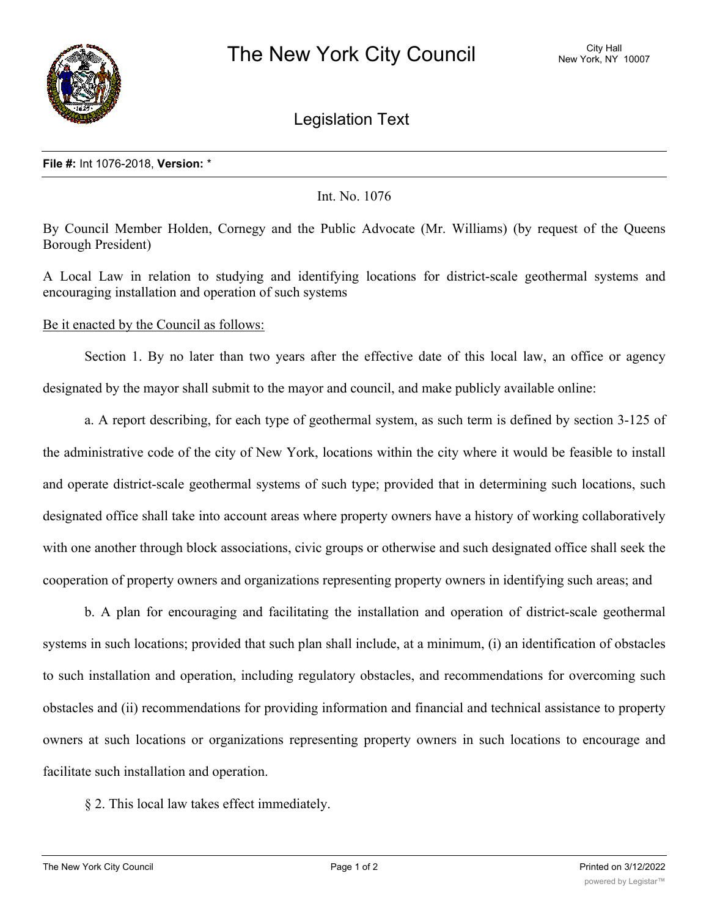# The New York City Council

City Hall
New York, NY 10007

## Legislation Text

**File #:** Int 1076-2018, **Version:** *

Int. No. 1076

By Council Member Holden, Cornegy and the Public Advocate (Mr. Williams) (by request of the Queens Borough President)

A Local Law in relation to studying and identifying locations for district-scale geothermal systems and encouraging installation and operation of such systems

Be it enacted by the Council as follows:

Section 1. By no later than two years after the effective date of this local law, an office or agency designated by the mayor shall submit to the mayor and council, and make publicly available online:

a. A report describing, for each type of geothermal system, as such term is defined by section 3-125 of the administrative code of the city of New York, locations within the city where it would be feasible to install and operate district-scale geothermal systems of such type; provided that in determining such locations, such designated office shall take into account areas where property owners have a history of working collaboratively with one another through block associations, civic groups or otherwise and such designated office shall seek the cooperation of property owners and organizations representing property owners in identifying such areas; and

b. A plan for encouraging and facilitating the installation and operation of district-scale geothermal systems in such locations; provided that such plan shall include, at a minimum, (i) an identification of obstacles to such installation and operation, including regulatory obstacles, and recommendations for overcoming such obstacles and (ii) recommendations for providing information and financial and technical assistance to property owners at such locations or organizations representing property owners in such locations to encourage and facilitate such installation and operation.

§ 2. This local law takes effect immediately.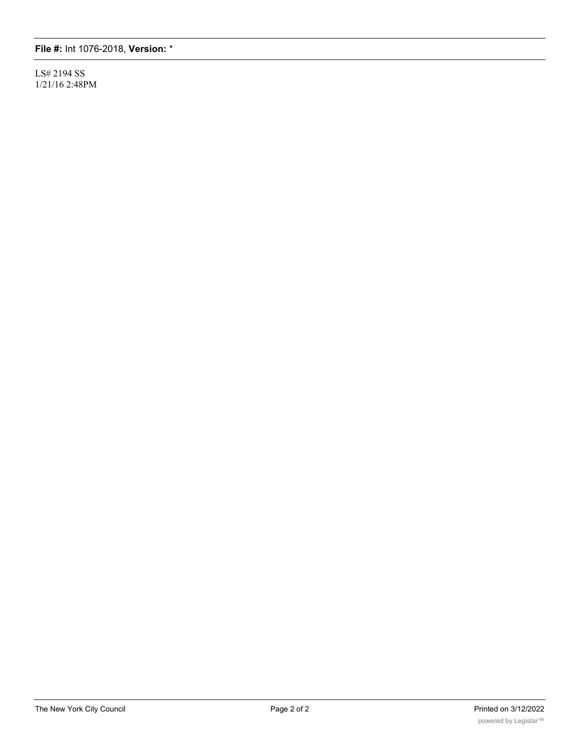LS# 2194 SS
1/21/16 2:48PM